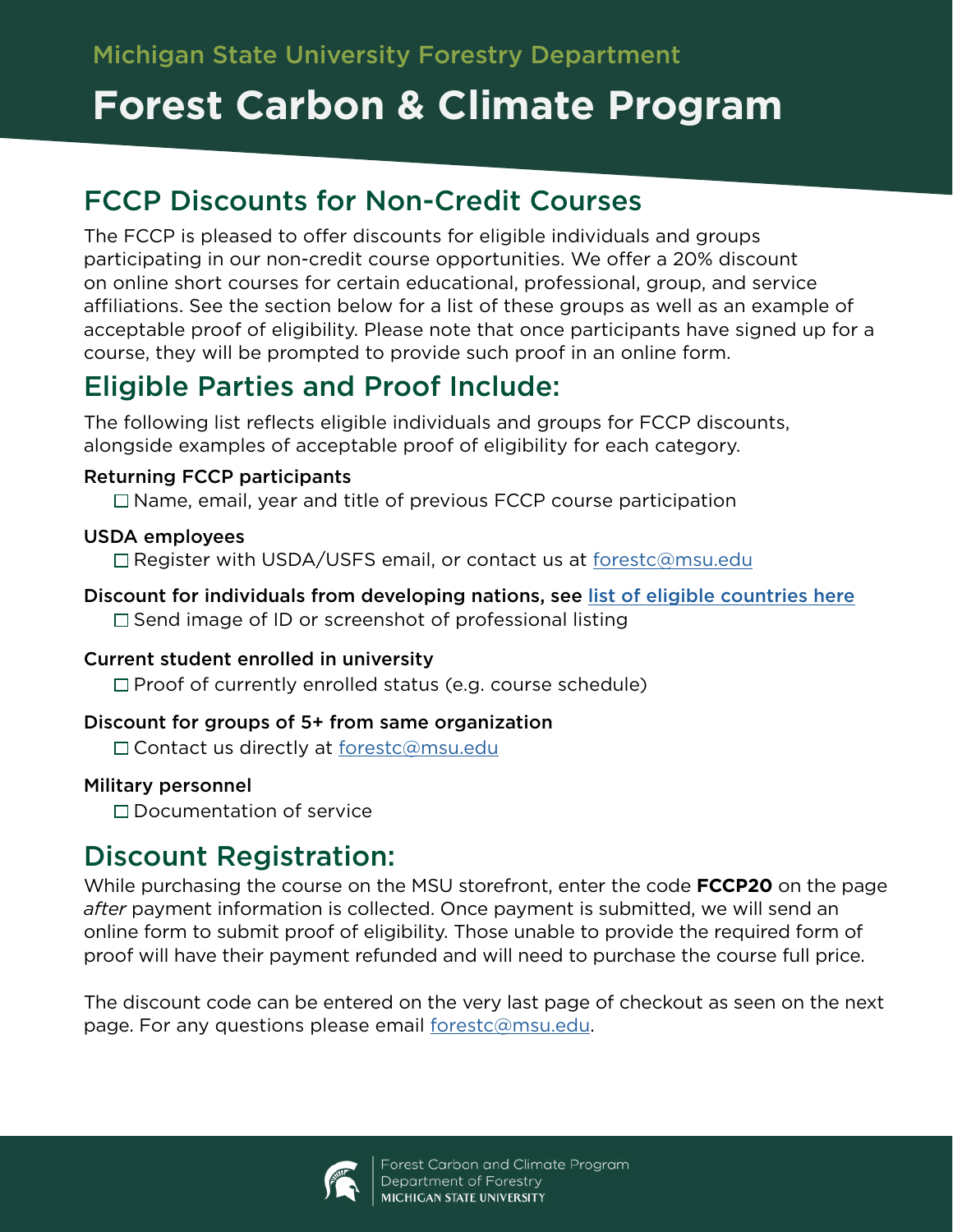Michigan State University Forestry Department

# Forest Carbon & Climate Program

## FCCP Discounts for Non-Credit Courses

The FCCP is pleased to offer discounts for eligible individuals and groups participating in our non-credit course opportunities. We offer a 20% discount on online short courses for certain educational, professional, group, and service affiliations. See the section below for a list of these groups as well as an example of acceptable proof of eligibility. Please note that once participants have signed up for a course, they will be prompted to provide such proof in an online form.

## Eligible Parties and Proof Include:

The following list reflects eligible individuals and groups for FCCP discounts, alongside examples of acceptable proof of eligibility for each category.

**Returning FCCP participants**

- [ ] Name, email, year and title of previous FCCP course participation

**USDA employees**

- [ ] Register with USDA/USFS email, or contact us at forestc@msu.edu

**Discount for individuals from developing nations, see list of eligible countries here**

- [ ] Send image of ID or screenshot of professional listing

**Current student enrolled in university**

- [ ] Proof of currently enrolled status (e.g. course schedule)

**Discount for groups of 5+ from same organization**

- [ ] Contact us directly at forestc@msu.edu

**Military personnel**

- [ ] Documentation of service

## Discount Registration:

While purchasing the course on the MSU storefront, enter the code **FCCP20** on the page *after* payment information is collected. Once payment is submitted, we will send an online form to submit proof of eligibility. Those unable to provide the required form of proof will have their payment refunded and will need to purchase the course full price.

The discount code can be entered on the very last page of checkout as seen on the next page. For any questions please email forestc@msu.edu.

Forest Carbon and Climate Program
Department of Forestry
MICHIGAN STATE UNIVERSITY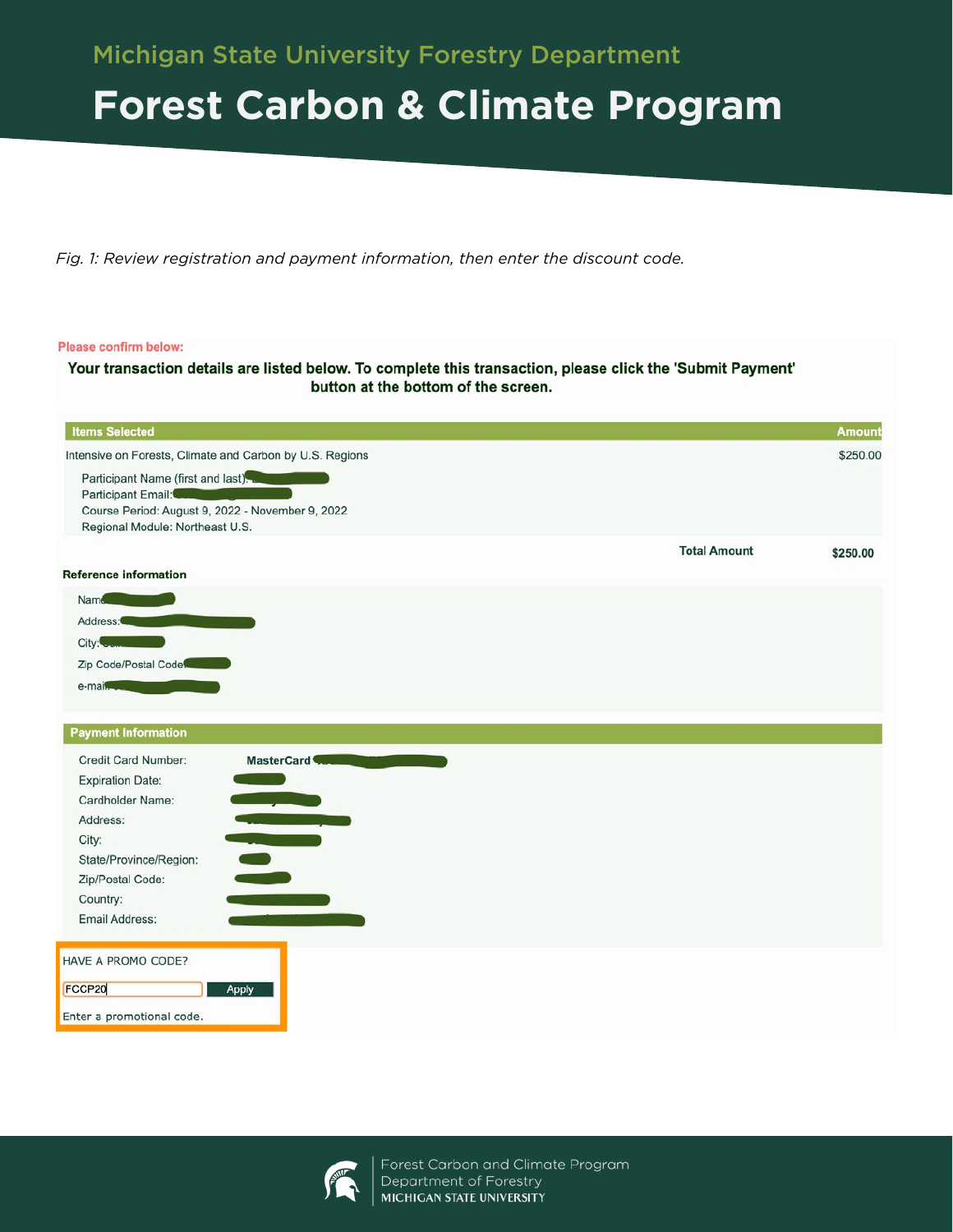Michigan State University Forestry Department

# Forest Carbon & Climate Program

*Fig. 1: Review registration and payment information, then enter the discount code.*

Please confirm below:

**Your transaction details are listed below. To complete this transaction, please click the 'Submit Payment' button at the bottom of the screen.**

| Items Selected | Amount |
|---|---|
| Intensive on Forests, Climate and Carbon by U.S. Regions<br>Participant Name (first and last):<br>Participant Email:<br>Course Period: August 9, 2022 - November 9, 2022<br>Regional Module: Northeast U.S. | $250.00 |
| **Total Amount** | **$250.00** |

**Reference information**

Name:
Address:
City:
Zip Code/Postal Code:
e-mail:

**Payment Information**

| | |
|---|---|
| Credit Card Number: | **MasterCard** |
| Expiration Date: | |
| Cardholder Name: | |
| Address: | |
| City: | |
| State/Province/Region: | |
| Zip/Postal Code: | |
| Country: | |
| Email Address: | |

HAVE A PROMO CODE?

FCCP20 Apply

Enter a promotional code.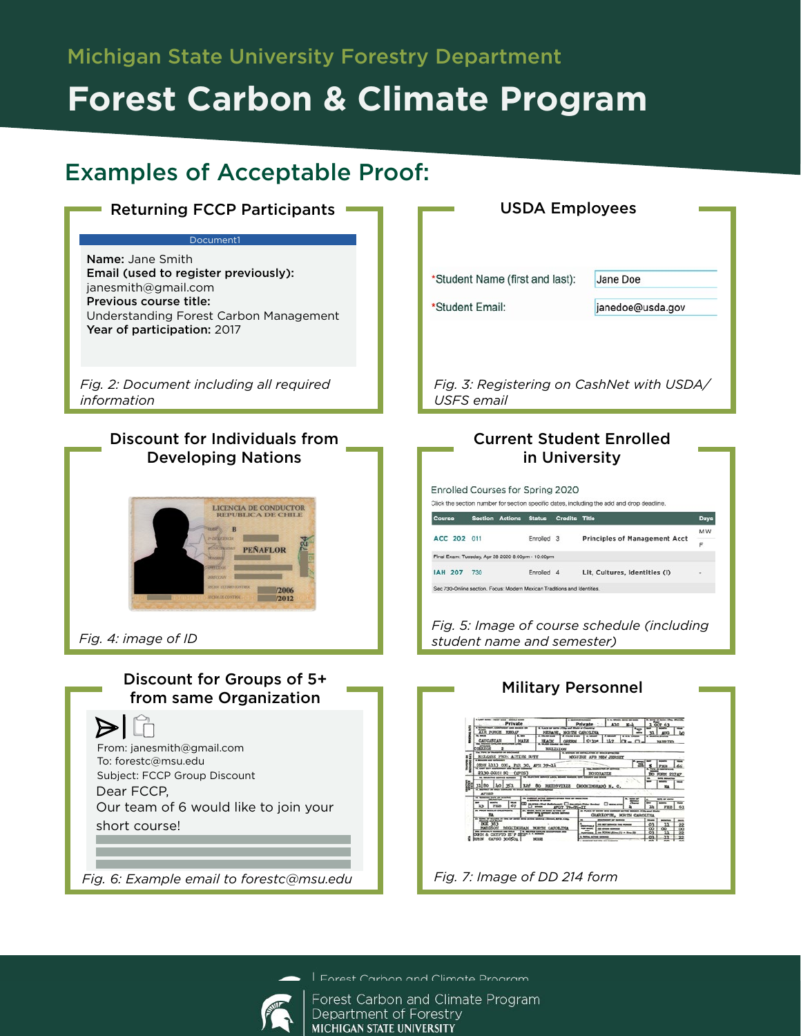Michigan State University Forestry Department

# Forest Carbon & Climate Program

## Examples of Acceptable Proof:

### Returning FCCP Participants

Document1

**Name:** Jane Smith
**Email (used to register previously):** janesmith@gmail.com
**Previous course title:** Understanding Forest Carbon Management
**Year of participation:** 2017

*Fig. 2: Document including all required information*

### USDA Employees

*Student Name (first and last): Jane Doe

*Student Email: janedoe@usda.gov

*Fig. 3: Registering on CashNet with USDA/USFS email*

### Discount for Individuals from Developing Nations

*Fig. 4: image of ID*

### Current Student Enrolled in University

Enrolled Courses for Spring 2020

Click the section number for section specific dates, including the add and drop deadline.

| Course | Section | Actions | Status | Credits | Title | Days |
|---|---|---|---|---|---|---|
| ACC 202 | 011 | | Enrolled | 3 | Principles of Management Acct | M W F |
| Final Exam: Tuesday, Apr 28 2020 8:00pm - 10:00pm | | | | | | |
| IAH 207 | 730 | | Enrolled | 4 | Lit, Cultures, Identities (I) | - |
| Sec 730-Online section. Focus: Modern Mexican Traditions and Identities. | | | | | | |

*Fig. 5: Image of course schedule (including student name and semester)*

### Discount for Groups of 5+ from same Organization

From: janesmith@gmail.com
To: forestc@msu.edu
Subject: FCCP Group Discount
Dear FCCP,
Our team of 6 would like to join your short course!

*Fig. 6: Example email to forestc@msu.edu*

### Military Personnel

*Fig. 7: Image of DD 214 form*

Forest Carbon and Climate Program
Department of Forestry
MICHIGAN STATE UNIVERSITY